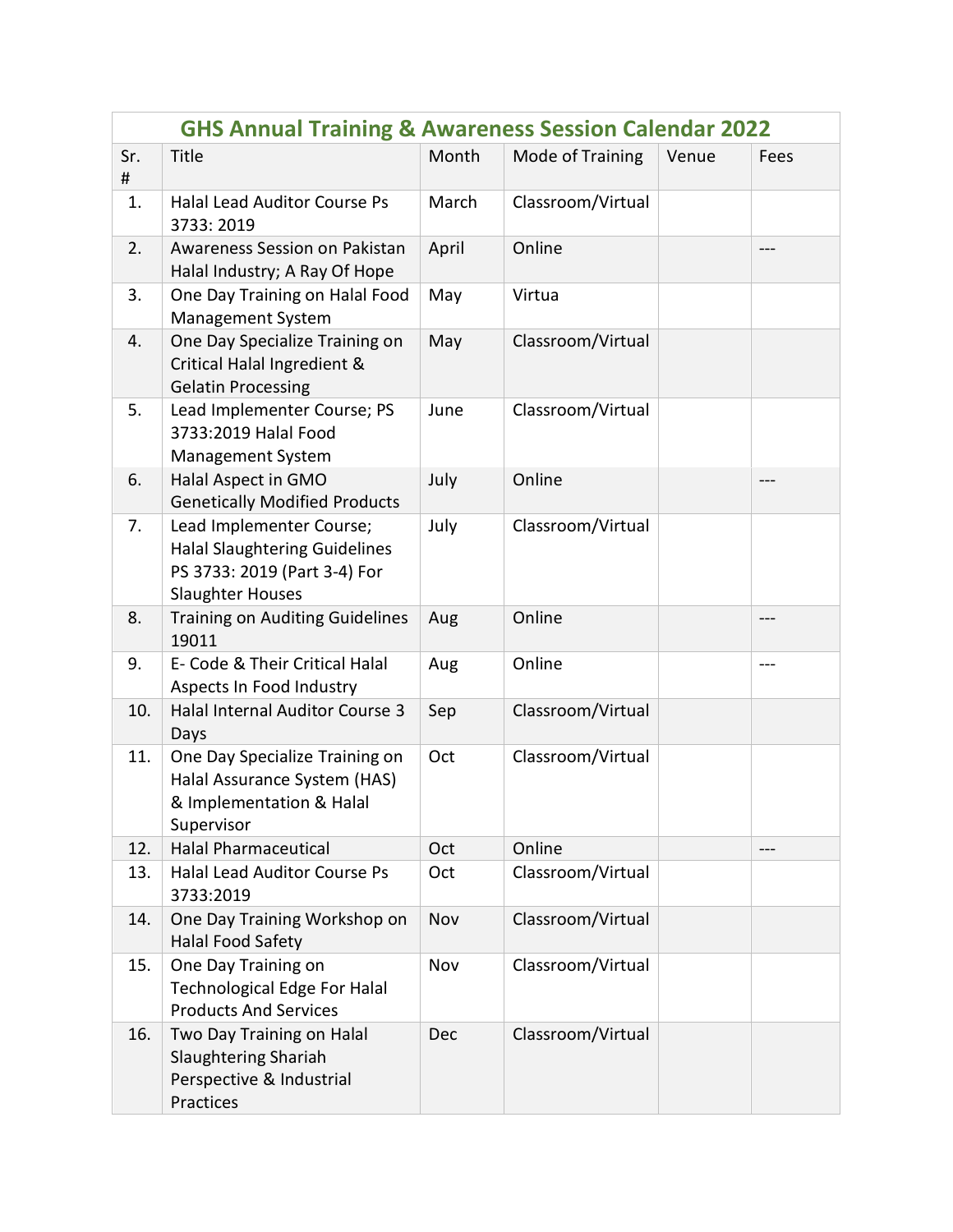## GHS Annual Training & Awareness Session Calendar 2022

| Sr. # | Title | Month | Mode of Training | Venue | Fees |
|---|---|---|---|---|---|
| 1. | Halal Lead Auditor Course Ps 3733: 2019 | March | Classroom/Virtual | | |
| 2. | Awareness Session on Pakistan Halal Industry; A Ray Of Hope | April | Online | | --- |
| 3. | One Day Training on Halal Food Management System | May | Virtua | | |
| 4. | One Day Specialize Training on Critical Halal Ingredient & Gelatin Processing | May | Classroom/Virtual | | |
| 5. | Lead Implementer Course; PS 3733:2019 Halal Food Management System | June | Classroom/Virtual | | |
| 6. | Halal Aspect in GMO Genetically Modified Products | July | Online | | --- |
| 7. | Lead Implementer Course; Halal Slaughtering Guidelines PS 3733: 2019 (Part 3-4) For Slaughter Houses | July | Classroom/Virtual | | |
| 8. | Training on Auditing Guidelines 19011 | Aug | Online | | --- |
| 9. | E- Code & Their Critical Halal Aspects In Food Industry | Aug | Online | | --- |
| 10. | Halal Internal Auditor Course 3 Days | Sep | Classroom/Virtual | | |
| 11. | One Day Specialize Training on Halal Assurance System (HAS) & Implementation & Halal Supervisor | Oct | Classroom/Virtual | | |
| 12. | Halal Pharmaceutical | Oct | Online | | --- |
| 13. | Halal Lead Auditor Course Ps 3733:2019 | Oct | Classroom/Virtual | | |
| 14. | One Day Training Workshop on Halal Food Safety | Nov | Classroom/Virtual | | |
| 15. | One Day Training on Technological Edge For Halal Products And Services | Nov | Classroom/Virtual | | |
| 16. | Two Day Training on Halal Slaughtering Shariah Perspective & Industrial Practices | Dec | Classroom/Virtual | | |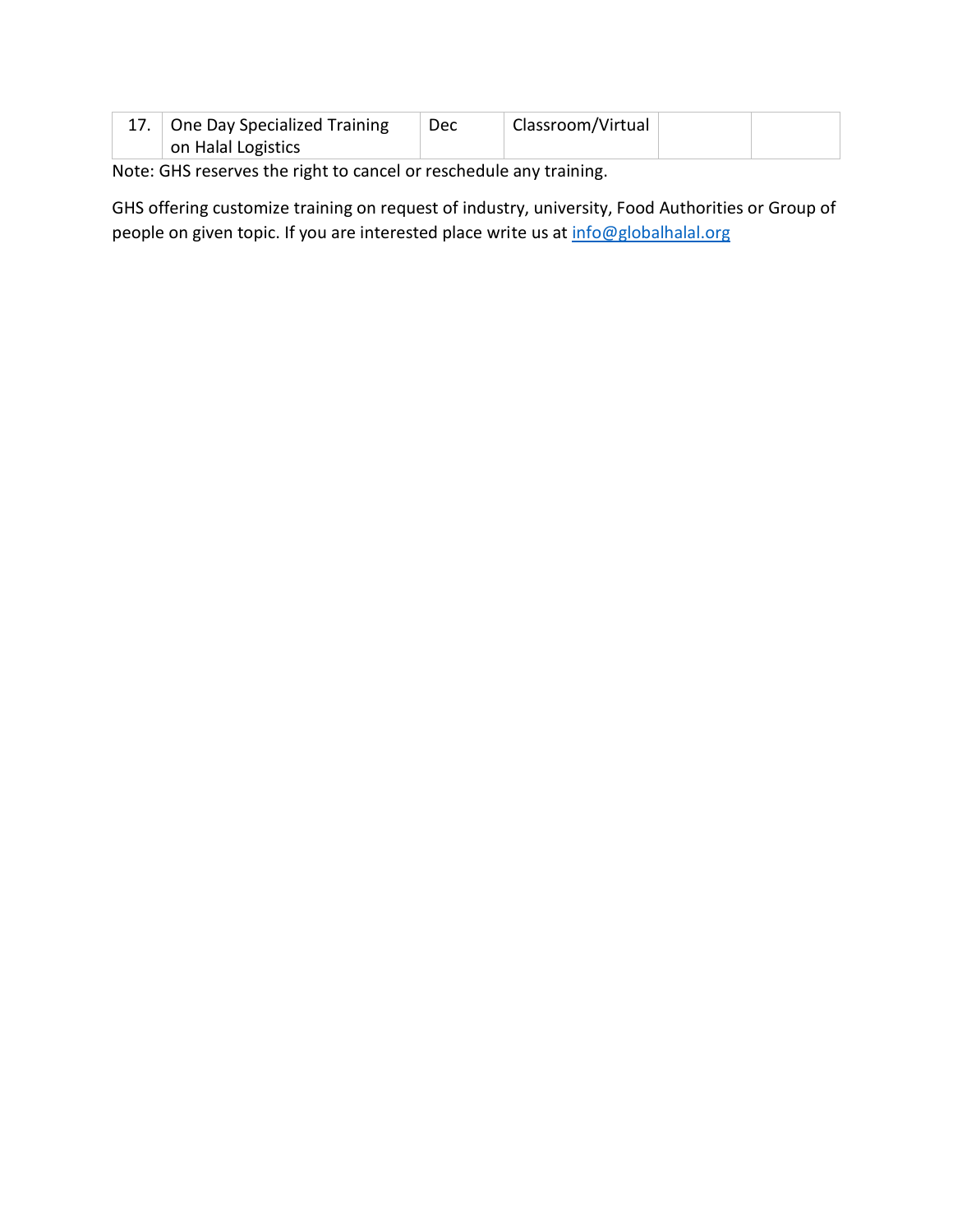| | | | | | |
|---|---|---|---|---|---|
| 17. | One Day Specialized Training on Halal Logistics | Dec | Classroom/Virtual | | |

Note: GHS reserves the right to cancel or reschedule any training.

GHS offering customize training on request of industry, university, Food Authorities or Group of people on given topic. If you are interested place write us at info@globalhalal.org